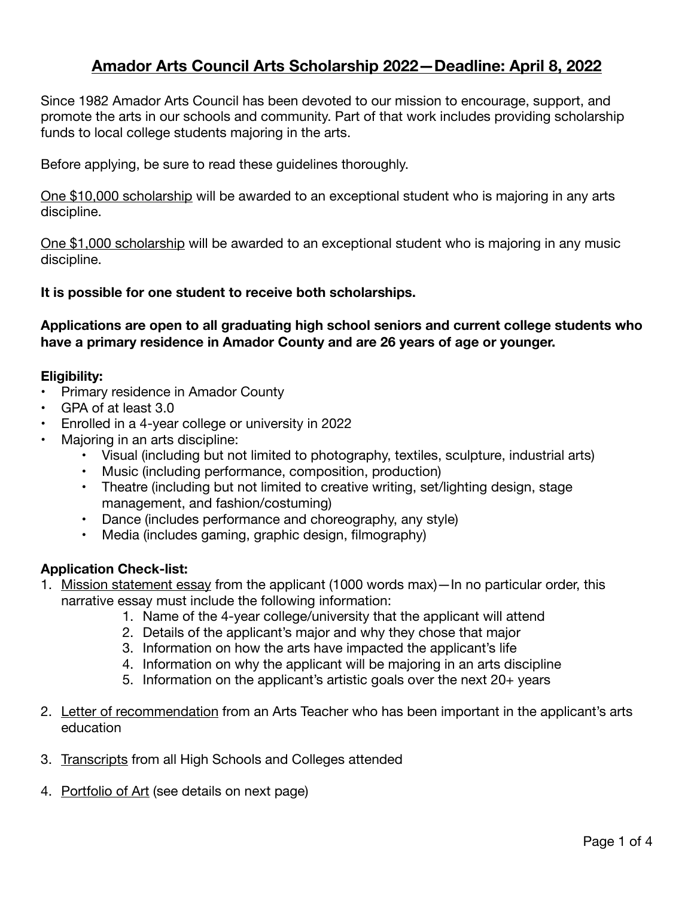# Amador Arts Council Arts Scholarship 2022—Deadline: April 8, 2022

Since 1982 Amador Arts Council has been devoted to our mission to encourage, support, and promote the arts in our schools and community. Part of that work includes providing scholarship funds to local college students majoring in the arts.

Before applying, be sure to read these guidelines thoroughly.

<u>One $10,000 scholarship</u> will be awarded to an exceptional student who is majoring in any arts discipline.

<u>One $1,000 scholarship</u> will be awarded to an exceptional student who is majoring in any music discipline.

**It is possible for one student to receive both scholarships.**

**Applications are open to all graduating high school seniors and current college students who have a primary residence in Amador County and are 26 years of age or younger.**

**Eligibility:**

- Primary residence in Amador County
- GPA of at least 3.0
- Enrolled in a 4-year college or university in 2022
- Majoring in an arts discipline:
  - Visual (including but not limited to photography, textiles, sculpture, industrial arts)
  - Music (including performance, composition, production)
  - Theatre (including but not limited to creative writing, set/lighting design, stage management, and fashion/costuming)
  - Dance (includes performance and choreography, any style)
  - Media (includes gaming, graphic design, filmography)

**Application Check-list:**

1. <u>Mission statement essay</u> from the applicant (1000 words max)—In no particular order, this narrative essay must include the following information:
    1. Name of the 4-year college/university that the applicant will attend
    2. Details of the applicant's major and why they chose that major
    3. Information on how the arts have impacted the applicant's life
    4. Information on why the applicant will be majoring in an arts discipline
    5. Information on the applicant's artistic goals over the next 20+ years
2. <u>Letter of recommendation</u> from an Arts Teacher who has been important in the applicant's arts education
3. <u>Transcripts</u> from all High Schools and Colleges attended
4. <u>Portfolio of Art</u> (see details on next page)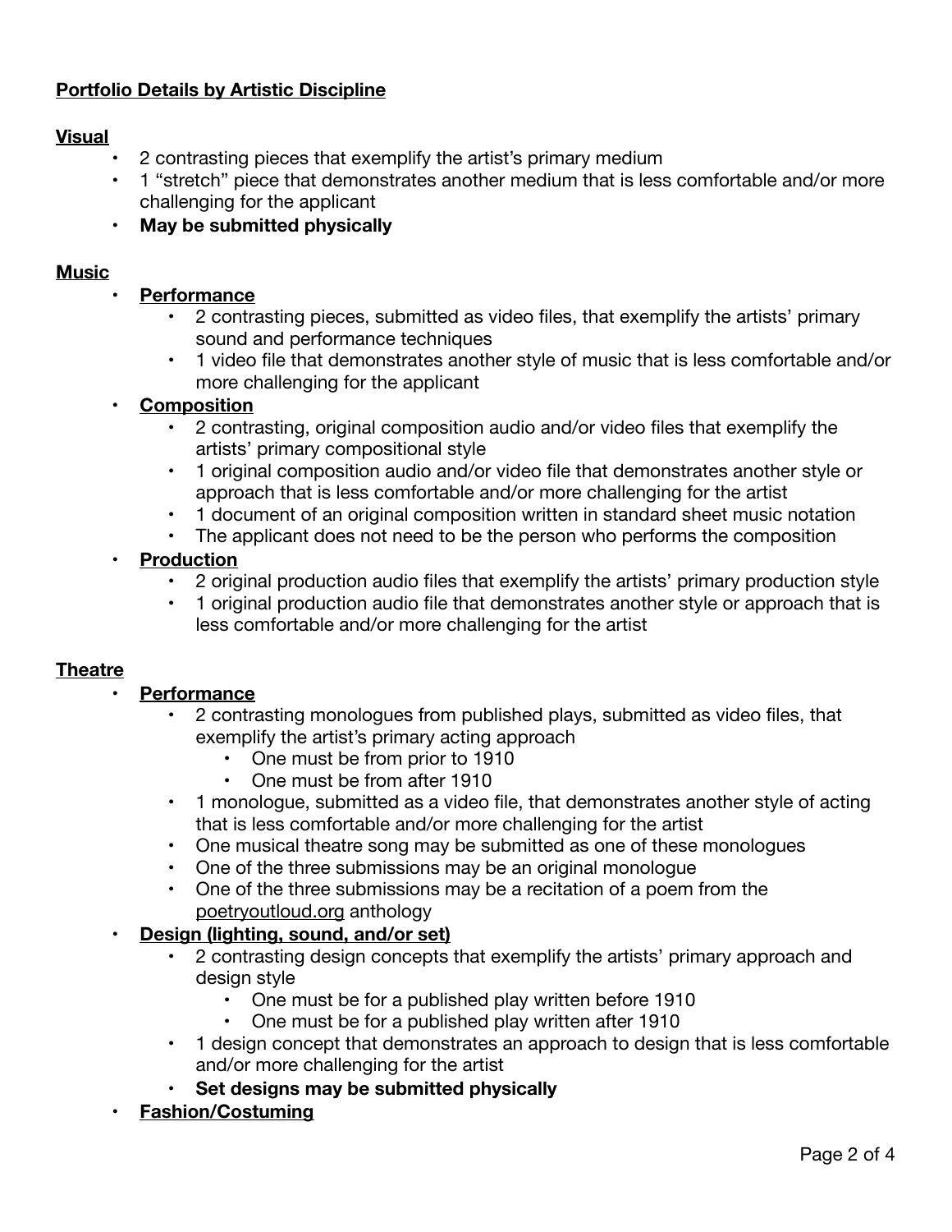**<u>Portfolio Details by Artistic Discipline</u>**

**<u>Visual</u>**

- 2 contrasting pieces that exemplify the artist's primary medium
- 1 "stretch" piece that demonstrates another medium that is less comfortable and/or more challenging for the applicant
- **May be submitted physically**

**<u>Music</u>**

- **<u>Performance</u>**
  - 2 contrasting pieces, submitted as video files, that exemplify the artists' primary sound and performance techniques
  - 1 video file that demonstrates another style of music that is less comfortable and/or more challenging for the applicant
- **<u>Composition</u>**
  - 2 contrasting, original composition audio and/or video files that exemplify the artists' primary compositional style
  - 1 original composition audio and/or video file that demonstrates another style or approach that is less comfortable and/or more challenging for the artist
  - 1 document of an original composition written in standard sheet music notation
  - The applicant does not need to be the person who performs the composition
- **<u>Production</u>**
  - 2 original production audio files that exemplify the artists' primary production style
  - 1 original production audio file that demonstrates another style or approach that is less comfortable and/or more challenging for the artist

**<u>Theatre</u>**

- **<u>Performance</u>**
  - 2 contrasting monologues from published plays, submitted as video files, that exemplify the artist's primary acting approach
    - One must be from prior to 1910
    - One must be from after 1910
  - 1 monologue, submitted as a video file, that demonstrates another style of acting that is less comfortable and/or more challenging for the artist
  - One musical theatre song may be submitted as one of these monologues
  - One of the three submissions may be an original monologue
  - One of the three submissions may be a recitation of a poem from the poetryoutloud.org anthology
- **<u>Design (lighting, sound, and/or set)</u>**
  - 2 contrasting design concepts that exemplify the artists' primary approach and design style
    - One must be for a published play written before 1910
    - One must be for a published play written after 1910
  - 1 design concept that demonstrates an approach to design that is less comfortable and/or more challenging for the artist
  - **Set designs may be submitted physically**
- **<u>Fashion/Costuming</u>**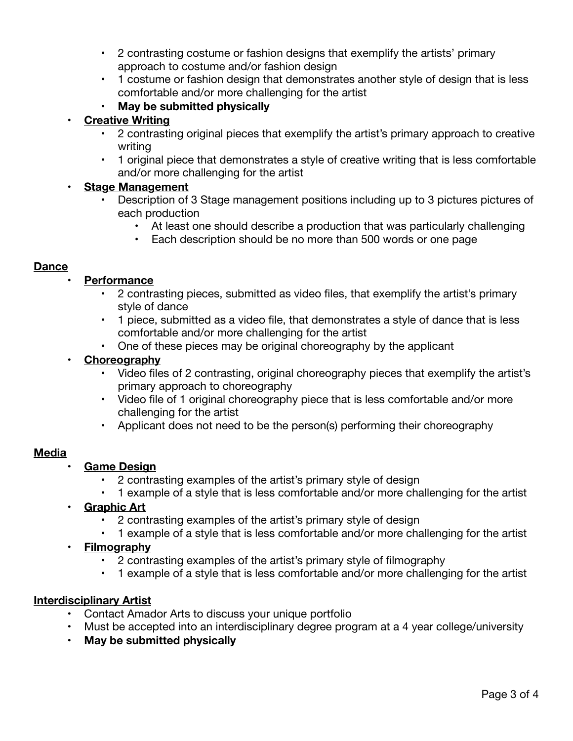- 2 contrasting costume or fashion designs that exemplify the artists' primary approach to costume and/or fashion design
- 1 costume or fashion design that demonstrates another style of design that is less comfortable and/or more challenging for the artist
- **May be submitted physically**

- **Creative Writing**
  - 2 contrasting original pieces that exemplify the artist's primary approach to creative writing
  - 1 original piece that demonstrates a style of creative writing that is less comfortable and/or more challenging for the artist
- **Stage Management**
  - Description of 3 Stage management positions including up to 3 pictures pictures of each production
    - At least one should describe a production that was particularly challenging
    - Each description should be no more than 500 words or one page

**Dance**

- **Performance**
  - 2 contrasting pieces, submitted as video files, that exemplify the artist's primary style of dance
  - 1 piece, submitted as a video file, that demonstrates a style of dance that is less comfortable and/or more challenging for the artist
  - One of these pieces may be original choreography by the applicant
- **Choreography**
  - Video files of 2 contrasting, original choreography pieces that exemplify the artist's primary approach to choreography
  - Video file of 1 original choreography piece that is less comfortable and/or more challenging for the artist
  - Applicant does not need to be the person(s) performing their choreography

**Media**

- **Game Design**
  - 2 contrasting examples of the artist's primary style of design
  - 1 example of a style that is less comfortable and/or more challenging for the artist
- **Graphic Art**
  - 2 contrasting examples of the artist's primary style of design
  - 1 example of a style that is less comfortable and/or more challenging for the artist
- **Filmography**
  - 2 contrasting examples of the artist's primary style of filmography
  - 1 example of a style that is less comfortable and/or more challenging for the artist

**Interdisciplinary Artist**

- Contact Amador Arts to discuss your unique portfolio
- Must be accepted into an interdisciplinary degree program at a 4 year college/university
- **May be submitted physically**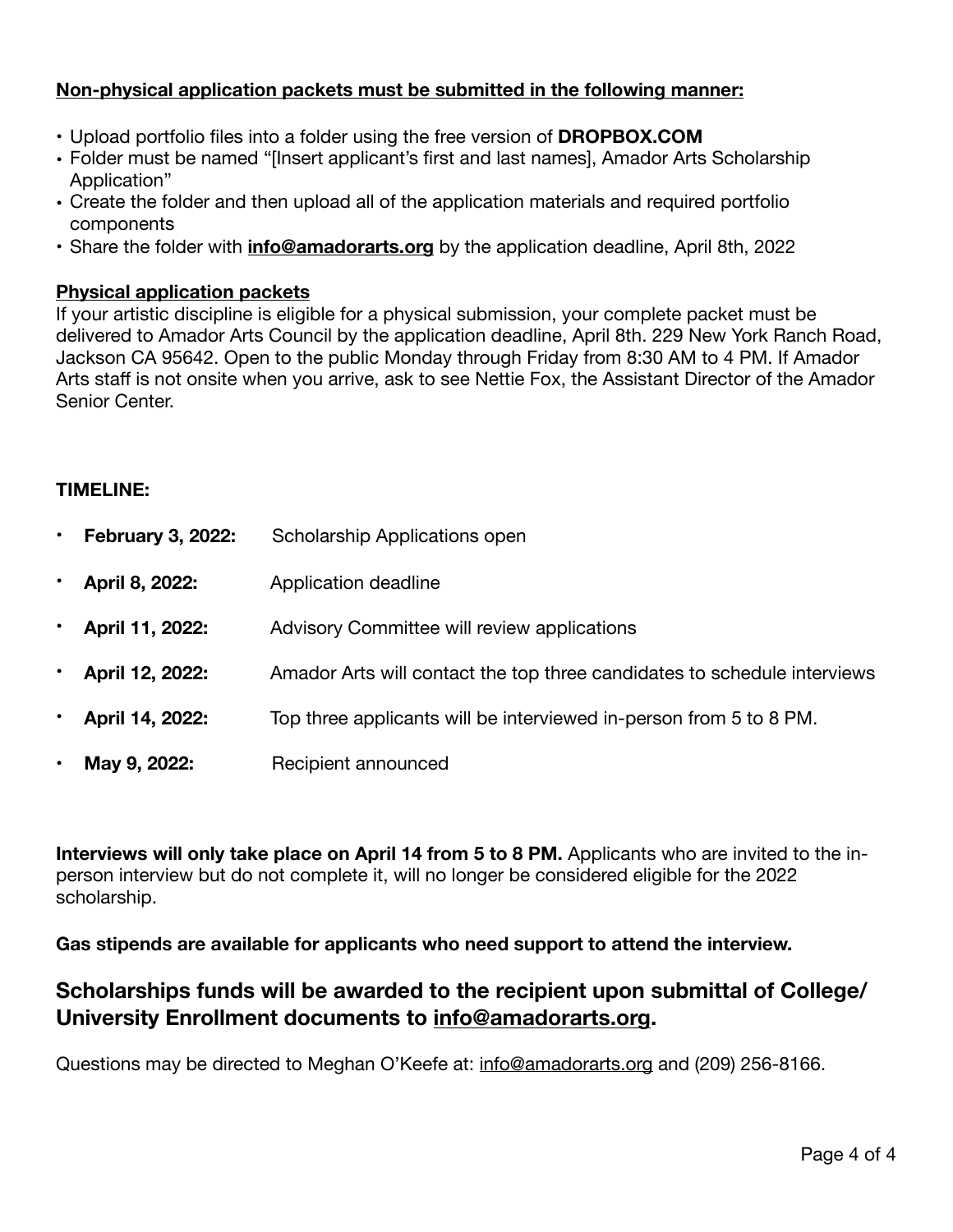**Non-physical application packets must be submitted in the following manner:**

- Upload portfolio files into a folder using the free version of **DROPBOX.COM**
- Folder must be named "[Insert applicant's first and last names], Amador Arts Scholarship Application"
- Create the folder and then upload all of the application materials and required portfolio components
- Share the folder with **info@amadorarts.org** by the application deadline, April 8th, 2022

**Physical application packets**

If your artistic discipline is eligible for a physical submission, your complete packet must be delivered to Amador Arts Council by the application deadline, April 8th. 229 New York Ranch Road, Jackson CA 95642. Open to the public Monday through Friday from 8:30 AM to 4 PM. If Amador Arts staff is not onsite when you arrive, ask to see Nettie Fox, the Assistant Director of the Amador Senior Center.

**TIMELINE:**

- **February 3, 2022:** Scholarship Applications open
- **April 8, 2022:** Application deadline
- **April 11, 2022:** Advisory Committee will review applications
- **April 12, 2022:** Amador Arts will contact the top three candidates to schedule interviews
- **April 14, 2022:** Top three applicants will be interviewed in-person from 5 to 8 PM.
- **May 9, 2022:** Recipient announced

**Interviews will only take place on April 14 from 5 to 8 PM.** Applicants who are invited to the in-person interview but do not complete it, will no longer be considered eligible for the 2022 scholarship.

**Gas stipends are available for applicants who need support to attend the interview.**

## Scholarships funds will be awarded to the recipient upon submittal of College/University Enrollment documents to info@amadorarts.org.

Questions may be directed to Meghan O'Keefe at: info@amadorarts.org and (209) 256-8166.